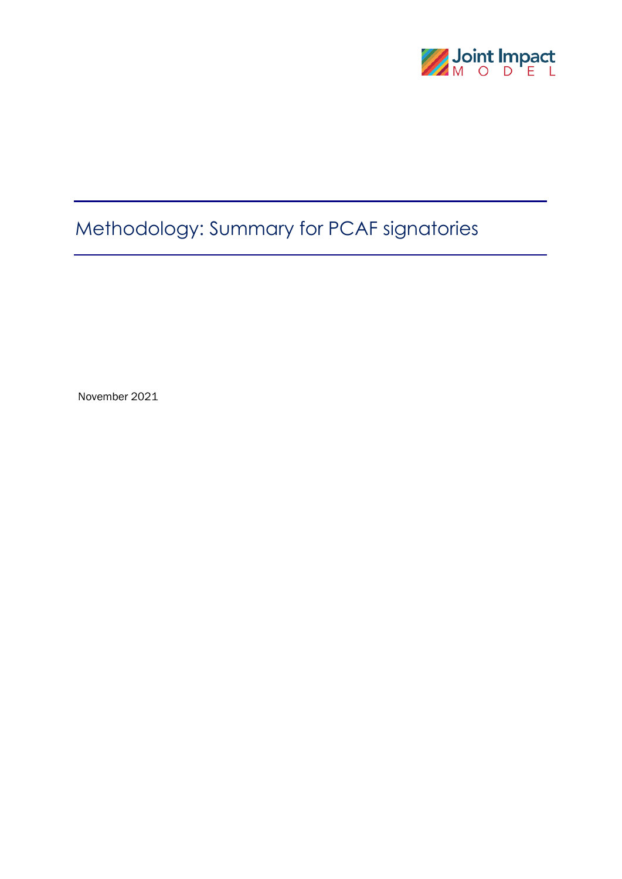Joint Impact
MODEL

# Methodology: Summary for PCAF signatories

November 2021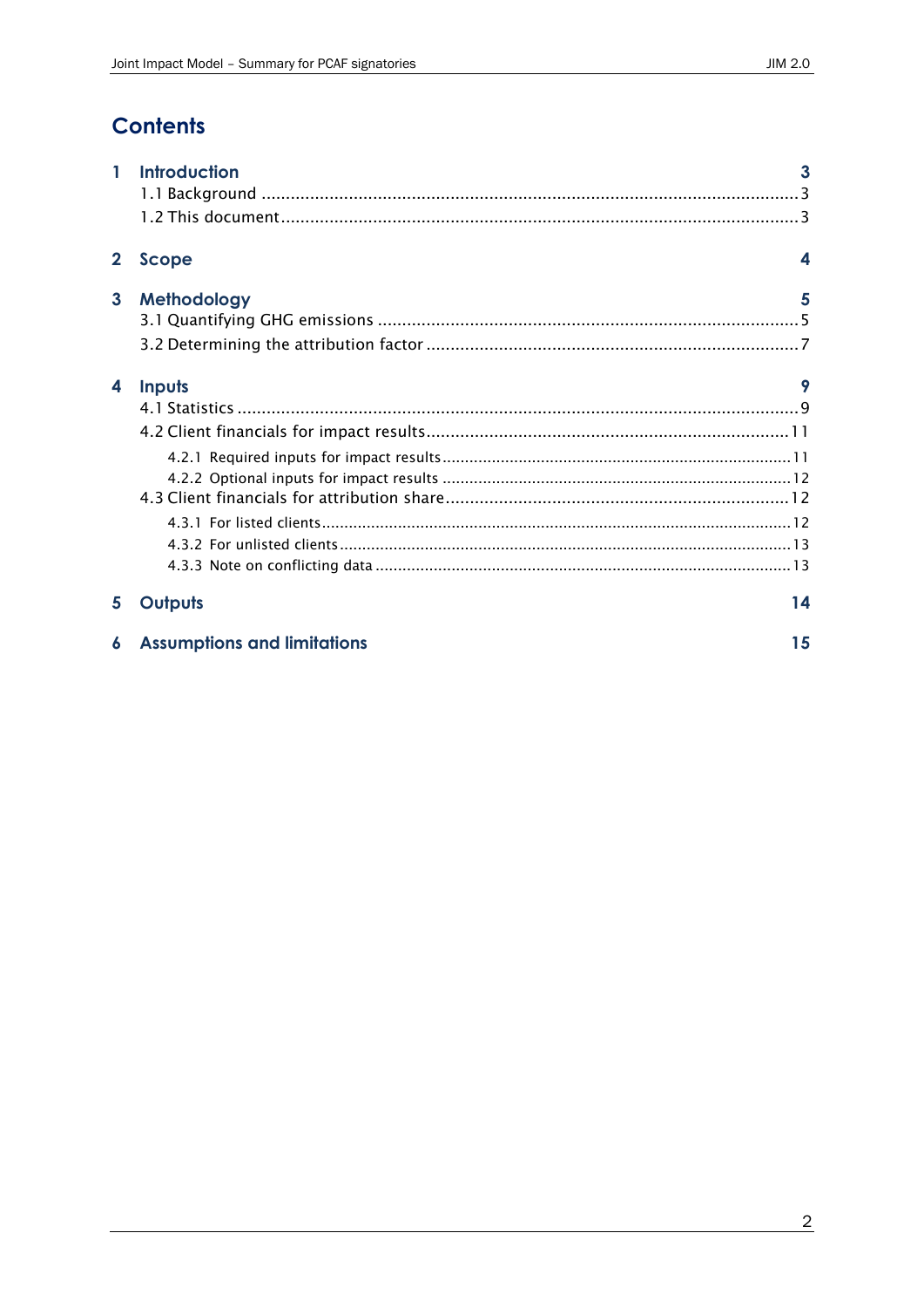# Contents

**1 Introduction** — 3
- 1.1 Background — 3
- 1.2 This document — 3

**2 Scope** — 4

**3 Methodology** — 5
- 3.1 Quantifying GHG emissions — 5
- 3.2 Determining the attribution factor — 7

**4 Inputs** — 9
- 4.1 Statistics — 9
- 4.2 Client financials for impact results — 11
  - 4.2.1 Required inputs for impact results — 11
  - 4.2.2 Optional inputs for impact results — 12
- 4.3 Client financials for attribution share — 12
  - 4.3.1 For listed clients — 12
  - 4.3.2 For unlisted clients — 13
  - 4.3.3 Note on conflicting data — 13

**5 Outputs** — 14

**6 Assumptions and limitations** — 15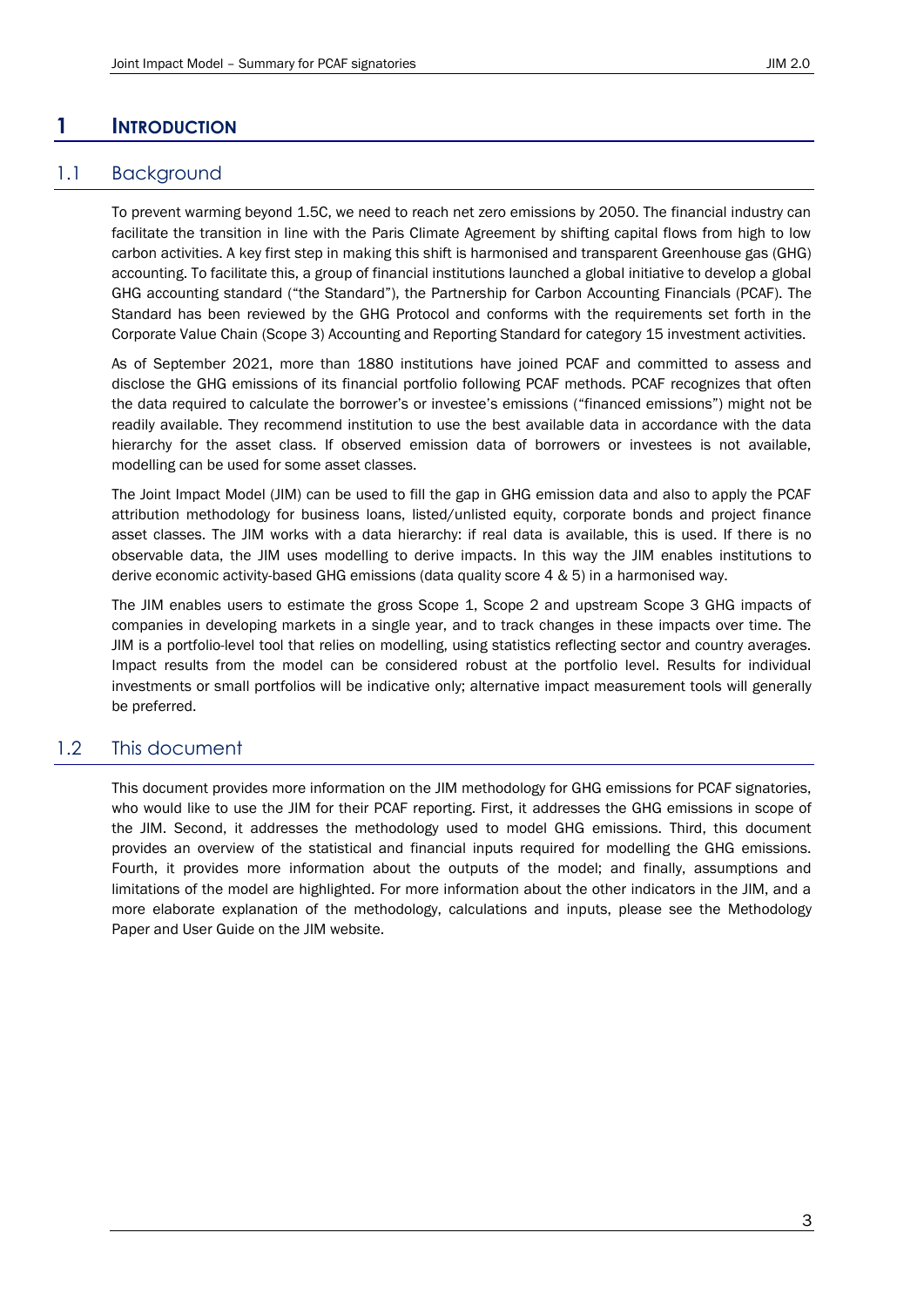# 1 INTRODUCTION

## 1.1 Background

To prevent warming beyond 1.5C, we need to reach net zero emissions by 2050. The financial industry can facilitate the transition in line with the Paris Climate Agreement by shifting capital flows from high to low carbon activities. A key first step in making this shift is harmonised and transparent Greenhouse gas (GHG) accounting. To facilitate this, a group of financial institutions launched a global initiative to develop a global GHG accounting standard ("the Standard"), the Partnership for Carbon Accounting Financials (PCAF). The Standard has been reviewed by the GHG Protocol and conforms with the requirements set forth in the Corporate Value Chain (Scope 3) Accounting and Reporting Standard for category 15 investment activities.

As of September 2021, more than 1880 institutions have joined PCAF and committed to assess and disclose the GHG emissions of its financial portfolio following PCAF methods. PCAF recognizes that often the data required to calculate the borrower's or investee's emissions ("financed emissions") might not be readily available. They recommend institution to use the best available data in accordance with the data hierarchy for the asset class. If observed emission data of borrowers or investees is not available, modelling can be used for some asset classes.

The Joint Impact Model (JIM) can be used to fill the gap in GHG emission data and also to apply the PCAF attribution methodology for business loans, listed/unlisted equity, corporate bonds and project finance asset classes. The JIM works with a data hierarchy: if real data is available, this is used. If there is no observable data, the JIM uses modelling to derive impacts. In this way the JIM enables institutions to derive economic activity-based GHG emissions (data quality score 4 & 5) in a harmonised way.

The JIM enables users to estimate the gross Scope 1, Scope 2 and upstream Scope 3 GHG impacts of companies in developing markets in a single year, and to track changes in these impacts over time. The JIM is a portfolio-level tool that relies on modelling, using statistics reflecting sector and country averages. Impact results from the model can be considered robust at the portfolio level. Results for individual investments or small portfolios will be indicative only; alternative impact measurement tools will generally be preferred.

## 1.2 This document

This document provides more information on the JIM methodology for GHG emissions for PCAF signatories, who would like to use the JIM for their PCAF reporting. First, it addresses the GHG emissions in scope of the JIM. Second, it addresses the methodology used to model GHG emissions. Third, this document provides an overview of the statistical and financial inputs required for modelling the GHG emissions. Fourth, it provides more information about the outputs of the model; and finally, assumptions and limitations of the model are highlighted. For more information about the other indicators in the JIM, and a more elaborate explanation of the methodology, calculations and inputs, please see the Methodology Paper and User Guide on the JIM website.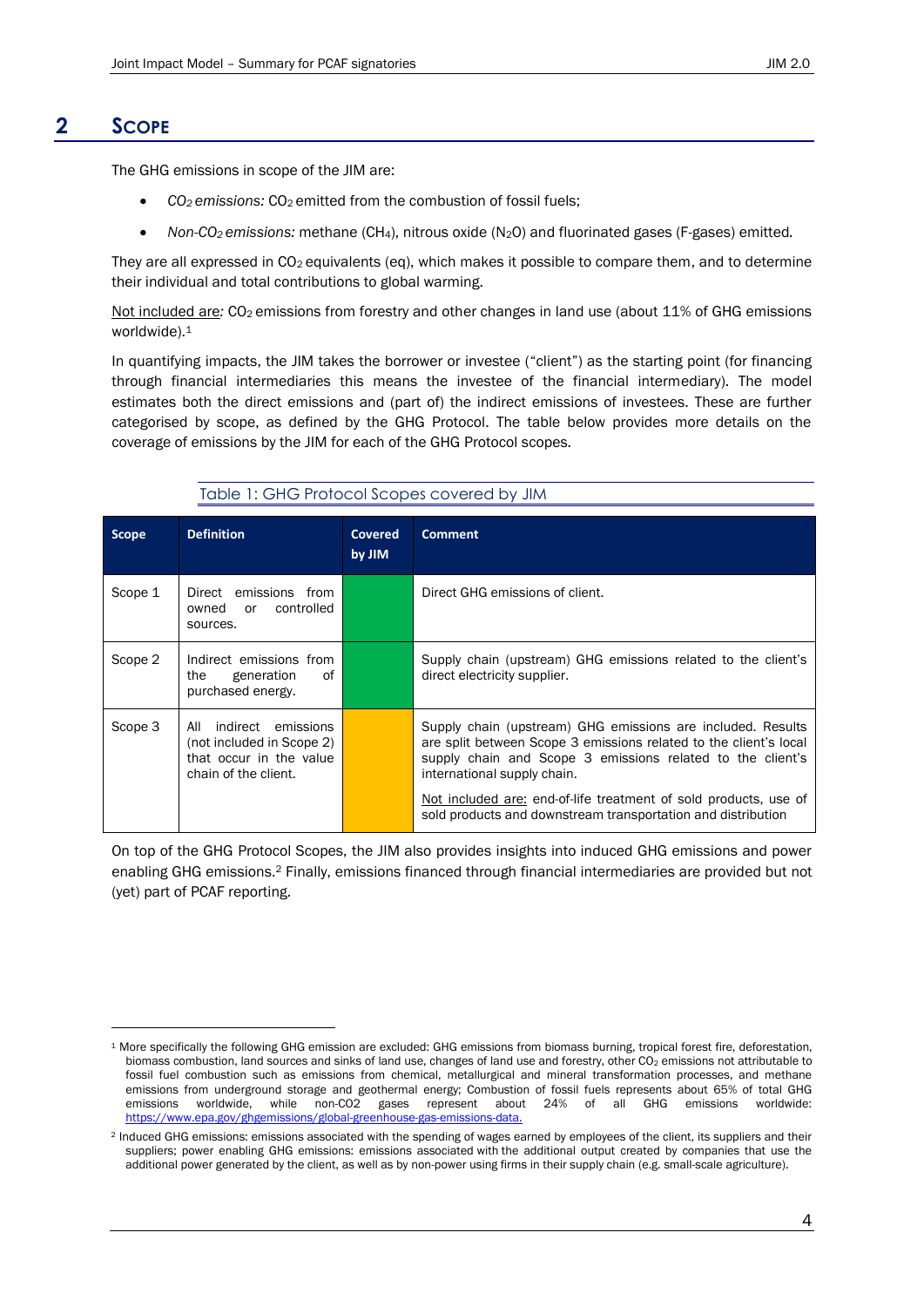## 2 Scope

The GHG emissions in scope of the JIM are:

- *$CO_2$ emissions:* $CO_2$ emitted from the combustion of fossil fuels;
- *Non-$CO_2$ emissions:* methane ($CH_4$), nitrous oxide ($N_2O$) and fluorinated gases (F-gases) emitted.

They are all expressed in $CO_2$ equivalents (eq), which makes it possible to compare them, and to determine their individual and total contributions to global warming.

Not included are: $CO_2$ emissions from forestry and other changes in land use (about 11% of GHG emissions worldwide).[1]

In quantifying impacts, the JIM takes the borrower or investee ("client") as the starting point (for financing through financial intermediaries this means the investee of the financial intermediary). The model estimates both the direct emissions and (part of) the indirect emissions of investees. These are further categorised by scope, as defined by the GHG Protocol. The table below provides more details on the coverage of emissions by the JIM for each of the GHG Protocol scopes.

Table 1: GHG Protocol Scopes covered by JIM

| Scope | Definition | Covered by JIM | Comment |
|---|---|---|---|
| Scope 1 | Direct emissions from owned or controlled sources. | | Direct GHG emissions of client. |
| Scope 2 | Indirect emissions from the generation of purchased energy. | | Supply chain (upstream) GHG emissions related to the client's direct electricity supplier. |
| Scope 3 | All indirect emissions (not included in Scope 2) that occur in the value chain of the client. | | Supply chain (upstream) GHG emissions are included. Results are split between Scope 3 emissions related to the client's local supply chain and Scope 3 emissions related to the client's international supply chain. Not included are: end-of-life treatment of sold products, use of sold products and downstream transportation and distribution |

On top of the GHG Protocol Scopes, the JIM also provides insights into induced GHG emissions and power enabling GHG emissions.[2] Finally, emissions financed through financial intermediaries are provided but not (yet) part of PCAF reporting.

[1] More specifically the following GHG emission are excluded: GHG emissions from biomass burning, tropical forest fire, deforestation, biomass combustion, land sources and sinks of land use, changes of land use and forestry, other $CO_2$ emissions not attributable to fossil fuel combustion such as emissions from chemical, metallurgical and mineral transformation processes, and methane emissions from underground storage and geothermal energy; Combustion of fossil fuels represents about 65% of total GHG emissions worldwide, while non-CO2 gases represent about 24% of all GHG emissions worldwide: https://www.epa.gov/ghgemissions/global-greenhouse-gas-emissions-data.

[2] Induced GHG emissions: emissions associated with the spending of wages earned by employees of the client, its suppliers and their suppliers; power enabling GHG emissions: emissions associated with the additional output created by companies that use the additional power generated by the client, as well as by non-power using firms in their supply chain (e.g. small-scale agriculture).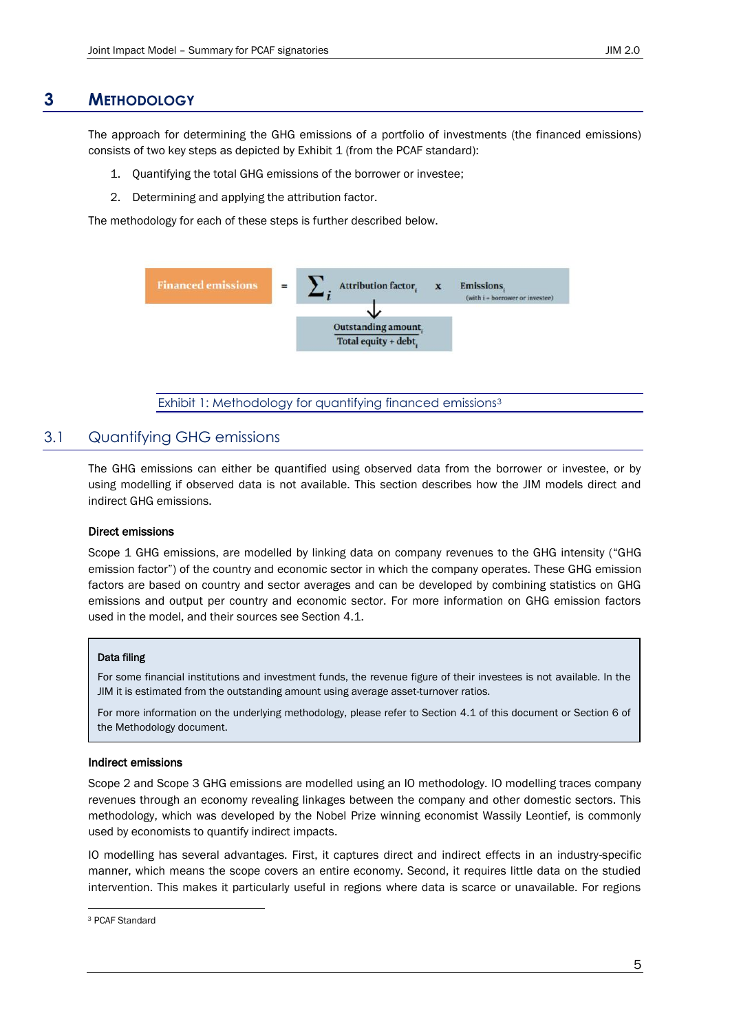# 3 Methodology

The approach for determining the GHG emissions of a portfolio of investments (the financed emissions) consists of two key steps as depicted by Exhibit 1 (from the PCAF standard):

1. Quantifying the total GHG emissions of the borrower or investee;
2. Determining and applying the attribution factor.

The methodology for each of these steps is further described below.

$$\text{Financed emissions} = \sum_i \text{Attribution factor}_i \times \text{Emissions}_i \quad \text{(with i = borrower or investee)}$$

$$\text{Attribution factor}_i = \frac{\text{Outstanding amount}_i}{\text{Total equity + debt}_i}$$

Exhibit 1: Methodology for quantifying financed emissions[3]

## 3.1 Quantifying GHG emissions

The GHG emissions can either be quantified using observed data from the borrower or investee, or by using modelling if observed data is not available. This section describes how the JIM models direct and indirect GHG emissions.

**Direct emissions**

Scope 1 GHG emissions, are modelled by linking data on company revenues to the GHG intensity ("GHG emission factor") of the country and economic sector in which the company operates. These GHG emission factors are based on country and sector averages and can be developed by combining statistics on GHG emissions and output per country and economic sector. For more information on GHG emission factors used in the model, and their sources see Section 4.1.

> **Data filing**
>
> For some financial institutions and investment funds, the revenue figure of their investees is not available. In the JIM it is estimated from the outstanding amount using average asset-turnover ratios.
>
> For more information on the underlying methodology, please refer to Section 4.1 of this document or Section 6 of the Methodology document.

**Indirect emissions**

Scope 2 and Scope 3 GHG emissions are modelled using an IO methodology. IO modelling traces company revenues through an economy revealing linkages between the company and other domestic sectors. This methodology, which was developed by the Nobel Prize winning economist Wassily Leontief, is commonly used by economists to quantify indirect impacts.

IO modelling has several advantages. First, it captures direct and indirect effects in an industry-specific manner, which means the scope covers an entire economy. Second, it requires little data on the studied intervention. This makes it particularly useful in regions where data is scarce or unavailable. For regions

[3] PCAF Standard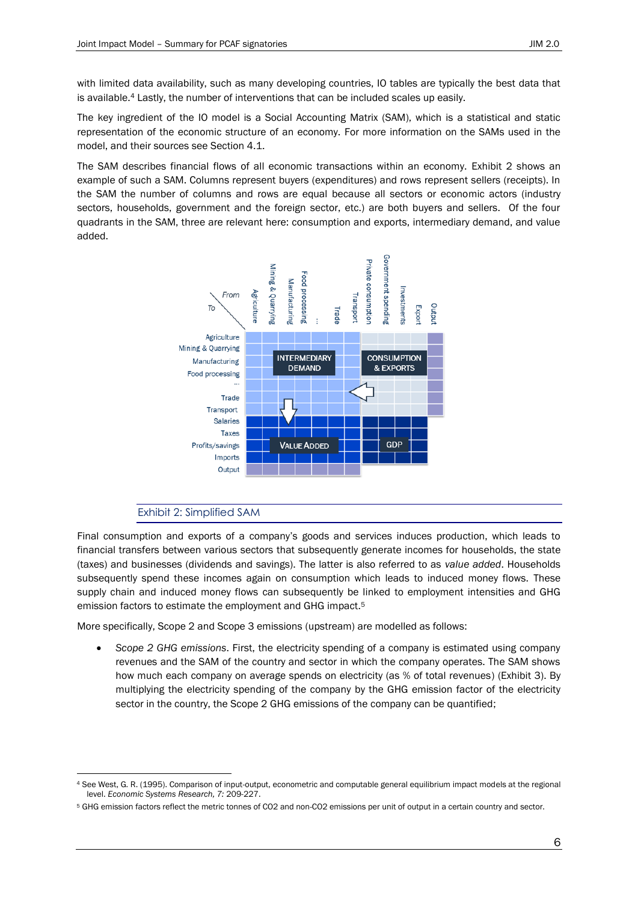with limited data availability, such as many developing countries, IO tables are typically the best data that is available.[4] Lastly, the number of interventions that can be included scales up easily.

The key ingredient of the IO model is a Social Accounting Matrix (SAM), which is a statistical and static representation of the economic structure of an economy. For more information on the SAMs used in the model, and their sources see Section 4.1.

The SAM describes financial flows of all economic transactions within an economy. Exhibit 2 shows an example of such a SAM. Columns represent buyers (expenditures) and rows represent sellers (receipts). In the SAM the number of columns and rows are equal because all sectors or economic actors (industry sectors, households, government and the foreign sector, etc.) are both buyers and sellers. Of the four quadrants in the SAM, three are relevant here: consumption and exports, intermediary demand, and value added.

Exhibit 2: Simplified SAM

Final consumption and exports of a company's goods and services induces production, which leads to financial transfers between various sectors that subsequently generate incomes for households, the state (taxes) and businesses (dividends and savings). The latter is also referred to as *value added*. Households subsequently spend these incomes again on consumption which leads to induced money flows. These supply chain and induced money flows can subsequently be linked to employment intensities and GHG emission factors to estimate the employment and GHG impact.[5]

More specifically, Scope 2 and Scope 3 emissions (upstream) are modelled as follows:

- *Scope 2 GHG emissions*. First, the electricity spending of a company is estimated using company revenues and the SAM of the country and sector in which the company operates. The SAM shows how much each company on average spends on electricity (as % of total revenues) (Exhibit 3). By multiplying the electricity spending of the company by the GHG emission factor of the electricity sector in the country, the Scope 2 GHG emissions of the company can be quantified;

---

[4] See West, G. R. (1995). Comparison of input-output, econometric and computable general equilibrium impact models at the regional level. *Economic Systems Research, 7:* 209-227.

[5] GHG emission factors reflect the metric tonnes of CO2 and non-CO2 emissions per unit of output in a certain country and sector.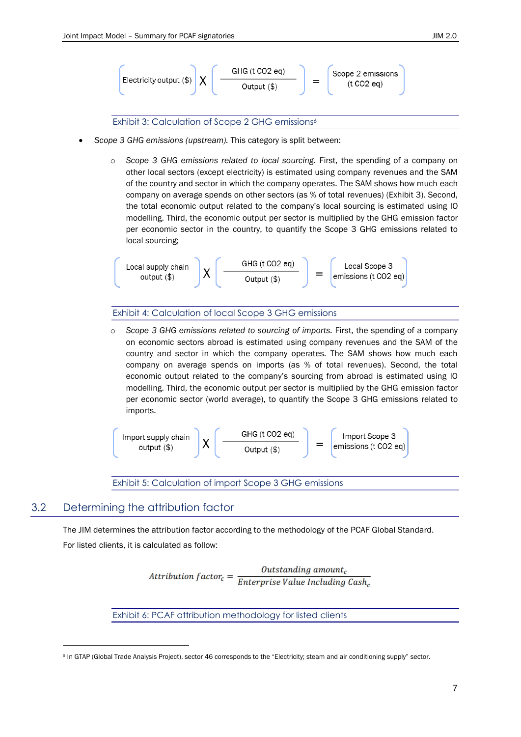$$\left( \text{Electricity output (\$)} \right) \times \left( \frac{\text{GHG (t CO2 eq)}}{\text{Output (\$)}} \right) = \left( \text{Scope 2 emissions (t CO2 eq)} \right)$$

Exhibit 3: Calculation of Scope 2 GHG emissions[6]

- *Scope 3 GHG emissions (upstream).* This category is split between:
  - *Scope 3 GHG emissions related to local sourcing.* First, the spending of a company on other local sectors (except electricity) is estimated using company revenues and the SAM of the country and sector in which the company operates. The SAM shows how much each company on average spends on other sectors (as % of total revenues) (Exhibit 3). Second, the total economic output related to the company's local sourcing is estimated using IO modelling. Third, the economic output per sector is multiplied by the GHG emission factor per economic sector in the country, to quantify the Scope 3 GHG emissions related to local sourcing;

$$\left( \text{Local supply chain output (\$)} \right) \times \left( \frac{\text{GHG (t CO2 eq)}}{\text{Output (\$)}} \right) = \left( \text{Local Scope 3 emissions (t CO2 eq)} \right)$$

Exhibit 4: Calculation of local Scope 3 GHG emissions

  - *Scope 3 GHG emissions related to sourcing of imports.* First, the spending of a company on economic sectors abroad is estimated using company revenues and the SAM of the country and sector in which the company operates. The SAM shows how much each company on average spends on imports (as % of total revenues). Second, the total economic output related to the company's sourcing from abroad is estimated using IO modelling. Third, the economic output per sector is multiplied by the GHG emission factor per economic sector (world average), to quantify the Scope 3 GHG emissions related to imports.

$$\left( \text{Import supply chain output (\$)} \right) \times \left( \frac{\text{GHG (t CO2 eq)}}{\text{Output (\$)}} \right) = \left( \text{Import Scope 3 emissions (t CO2 eq)} \right)$$

Exhibit 5: Calculation of import Scope 3 GHG emissions

## 3.2 Determining the attribution factor

The JIM determines the attribution factor according to the methodology of the PCAF Global Standard.

For listed clients, it is calculated as follow:

$$Attribution\ factor_c = \frac{Outstanding\ amount_c}{Enterprise\ Value\ Including\ Cash_c}$$

Exhibit 6: PCAF attribution methodology for listed clients

[6] In GTAP (Global Trade Analysis Project), sector 46 corresponds to the "Electricity; steam and air conditioning supply" sector.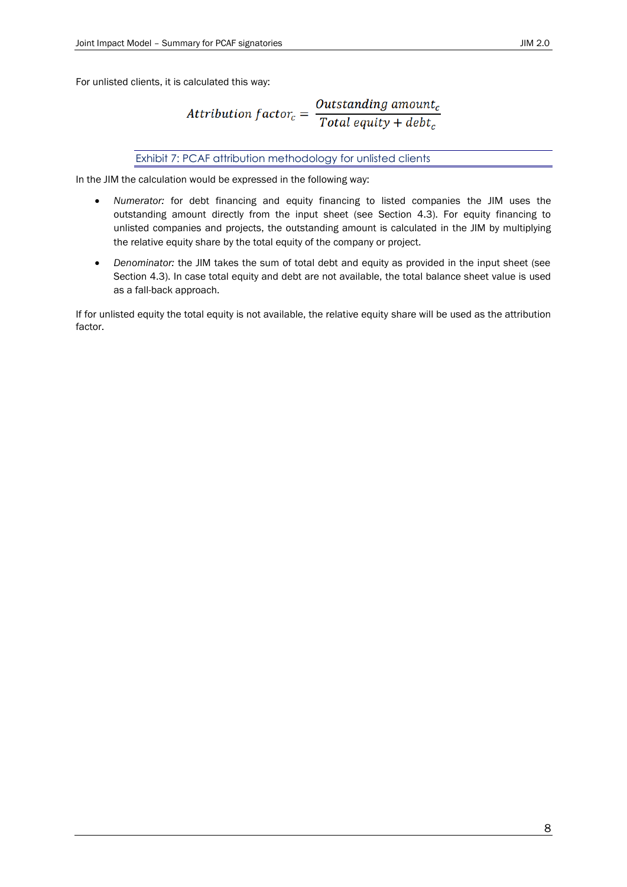For unlisted clients, it is calculated this way:

$$Attribution\ factor_c = \frac{Outstanding\ amount_c}{Total\ equity + debt_c}$$

Exhibit 7: PCAF attribution methodology for unlisted clients

In the JIM the calculation would be expressed in the following way:

- *Numerator:* for debt financing and equity financing to listed companies the JIM uses the outstanding amount directly from the input sheet (see Section 4.3). For equity financing to unlisted companies and projects, the outstanding amount is calculated in the JIM by multiplying the relative equity share by the total equity of the company or project.
- *Denominator:* the JIM takes the sum of total debt and equity as provided in the input sheet (see Section 4.3). In case total equity and debt are not available, the total balance sheet value is used as a fall-back approach.

If for unlisted equity the total equity is not available, the relative equity share will be used as the attribution factor.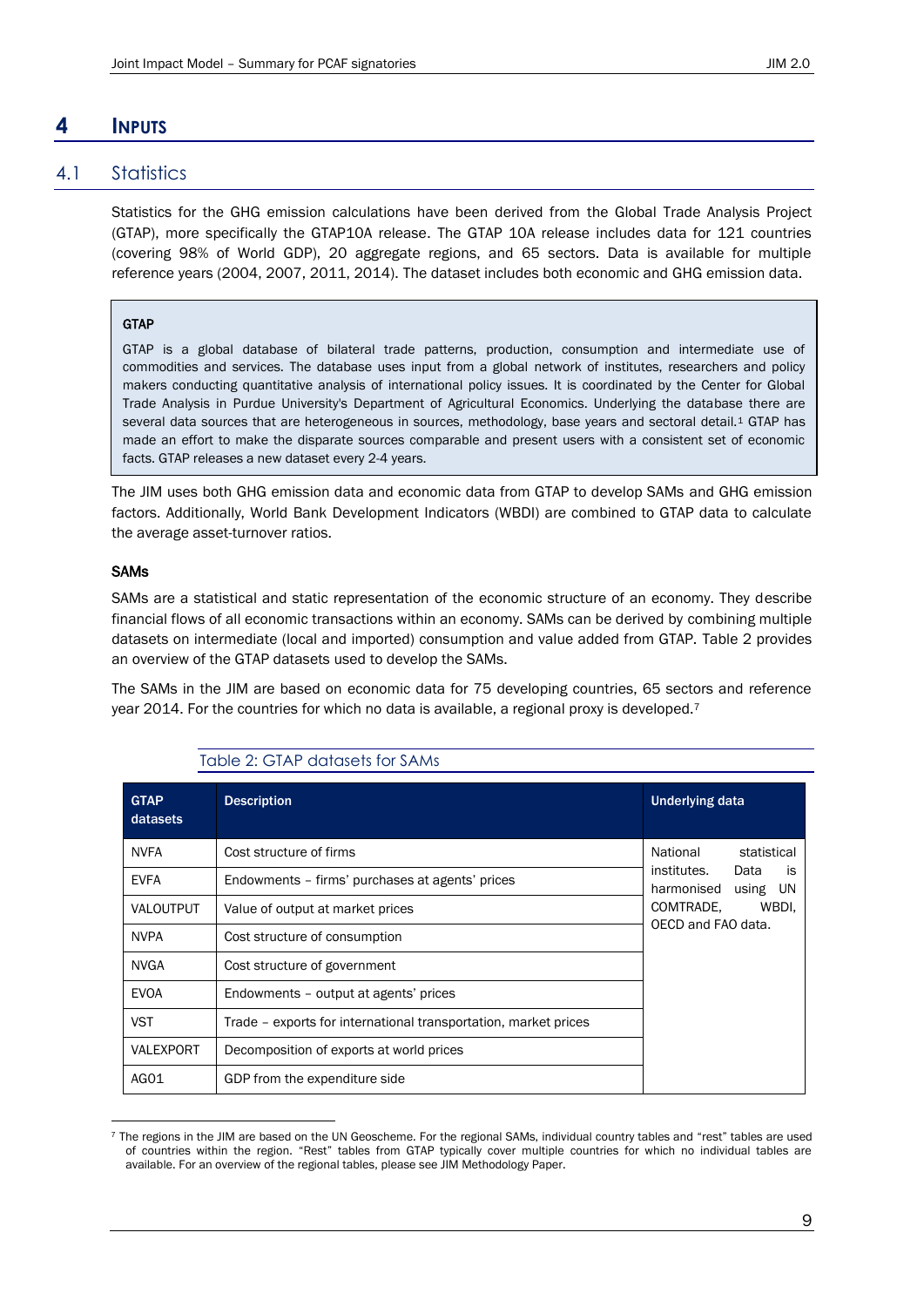# 4 INPUTS

## 4.1 Statistics

Statistics for the GHG emission calculations have been derived from the Global Trade Analysis Project (GTAP), more specifically the GTAP10A release. The GTAP 10A release includes data for 121 countries (covering 98% of World GDP), 20 aggregate regions, and 65 sectors. Data is available for multiple reference years (2004, 2007, 2011, 2014). The dataset includes both economic and GHG emission data.

> **GTAP**
>
> GTAP is a global database of bilateral trade patterns, production, consumption and intermediate use of commodities and services. The database uses input from a global network of institutes, researchers and policy makers conducting quantitative analysis of international policy issues. It is coordinated by the Center for Global Trade Analysis in Purdue University's Department of Agricultural Economics. Underlying the database there are several data sources that are heterogeneous in sources, methodology, base years and sectoral detail.[1] GTAP has made an effort to make the disparate sources comparable and present users with a consistent set of economic facts. GTAP releases a new dataset every 2-4 years.

The JIM uses both GHG emission data and economic data from GTAP to develop SAMs and GHG emission factors. Additionally, World Bank Development Indicators (WBDI) are combined to GTAP data to calculate the average asset-turnover ratios.

**SAMs**

SAMs are a statistical and static representation of the economic structure of an economy. They describe financial flows of all economic transactions within an economy. SAMs can be derived by combining multiple datasets on intermediate (local and imported) consumption and value added from GTAP. Table 2 provides an overview of the GTAP datasets used to develop the SAMs.

The SAMs in the JIM are based on economic data for 75 developing countries, 65 sectors and reference year 2014. For the countries for which no data is available, a regional proxy is developed.[7]

Table 2: GTAP datasets for SAMs

| GTAP datasets | Description | Underlying data |
|---|---|---|
| NVFA | Cost structure of firms | National statistical institutes. Data is harmonised using UN COMTRADE, WBDI, OECD and FAO data. |
| EVFA | Endowments – firms' purchases at agents' prices | |
| VALOUTPUT | Value of output at market prices | |
| NVPA | Cost structure of consumption | |
| NVGA | Cost structure of government | |
| EVOA | Endowments – output at agents' prices | |
| VST | Trade – exports for international transportation, market prices | |
| VALEXPORT | Decomposition of exports at world prices | |
| AG01 | GDP from the expenditure side | |

[7] The regions in the JIM are based on the UN Geoscheme. For the regional SAMs, individual country tables and "rest" tables are used of countries within the region. "Rest" tables from GTAP typically cover multiple countries for which no individual tables are available. For an overview of the regional tables, please see JIM Methodology Paper.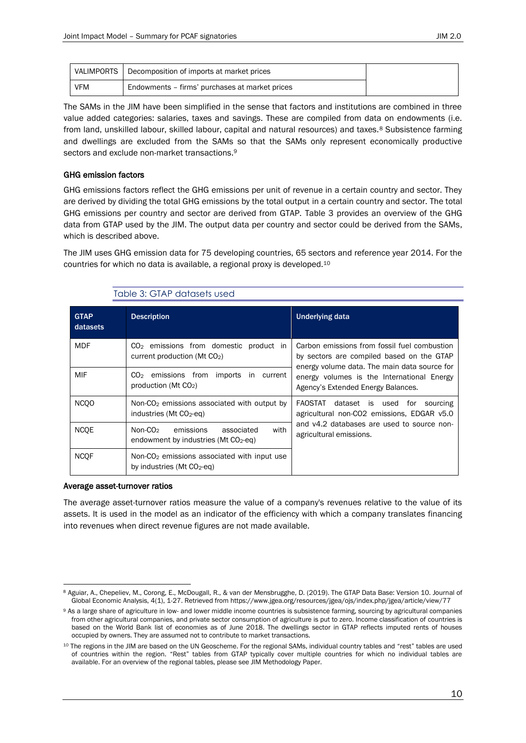| VALIMPORTS | Decomposition of imports at market prices | |
| --- | --- | --- |
| VFM | Endowments – firms' purchases at market prices | |

The SAMs in the JIM have been simplified in the sense that factors and institutions are combined in three value added categories: salaries, taxes and savings. These are compiled from data on endowments (i.e. from land, unskilled labour, skilled labour, capital and natural resources) and taxes.[8] Subsistence farming and dwellings are excluded from the SAMs so that the SAMs only represent economically productive sectors and exclude non-market transactions.[9]

### GHG emission factors

GHG emissions factors reflect the GHG emissions per unit of revenue in a certain country and sector. They are derived by dividing the total GHG emissions by the total output in a certain country and sector. The total GHG emissions per country and sector are derived from GTAP. Table 3 provides an overview of the GHG data from GTAP used by the JIM. The output data per country and sector could be derived from the SAMs, which is described above.

The JIM uses GHG emission data for 75 developing countries, 65 sectors and reference year 2014. For the countries for which no data is available, a regional proxy is developed.[10]

Table 3: GTAP datasets used

| GTAP datasets | Description | Underlying data |
| --- | --- | --- |
| MDF | $CO_2$ emissions from domestic product in current production (Mt $CO_2$) | Carbon emissions from fossil fuel combustion by sectors are compiled based on the GTAP energy volume data. The main data source for energy volumes is the International Energy Agency's Extended Energy Balances. |
| MIF | $CO_2$ emissions from imports in current production (Mt $CO_2$) | |
| NCQO | Non-$CO_2$ emissions associated with output by industries (Mt $CO_2$-eq) | FAOSTAT dataset is used for sourcing agricultural non-CO2 emissions, EDGAR v5.0 and v4.2 databases are used to source non-agricultural emissions. |
| NCQE | Non-$CO_2$ emissions associated with endowment by industries (Mt $CO_2$-eq) | |
| NCQF | Non-$CO_2$ emissions associated with input use by industries (Mt $CO_2$-eq) | |

### Average asset-turnover ratios

The average asset-turnover ratios measure the value of a company's revenues relative to the value of its assets. It is used in the model as an indicator of the efficiency with which a company translates financing into revenues when direct revenue figures are not made available.

---

[8] Aguiar, A., Chepeliev, M., Corong, E., McDougall, R., & van der Mensbrugghe, D. (2019). The GTAP Data Base: Version 10. Journal of Global Economic Analysis, 4(1), 1-27. Retrieved from https://www.jgea.org/resources/jgea/ojs/index.php/jgea/article/view/77

[9] As a large share of agriculture in low- and lower middle income countries is subsistence farming, sourcing by agricultural companies from other agricultural companies, and private sector consumption of agriculture is put to zero. Income classification of countries is based on the World Bank list of economies as of June 2018. The dwellings sector in GTAP reflects imputed rents of houses occupied by owners. They are assumed not to contribute to market transactions.

[10] The regions in the JIM are based on the UN Geoscheme. For the regional SAMs, individual country tables and "rest" tables are used of countries within the region. "Rest" tables from GTAP typically cover multiple countries for which no individual tables are available. For an overview of the regional tables, please see JIM Methodology Paper.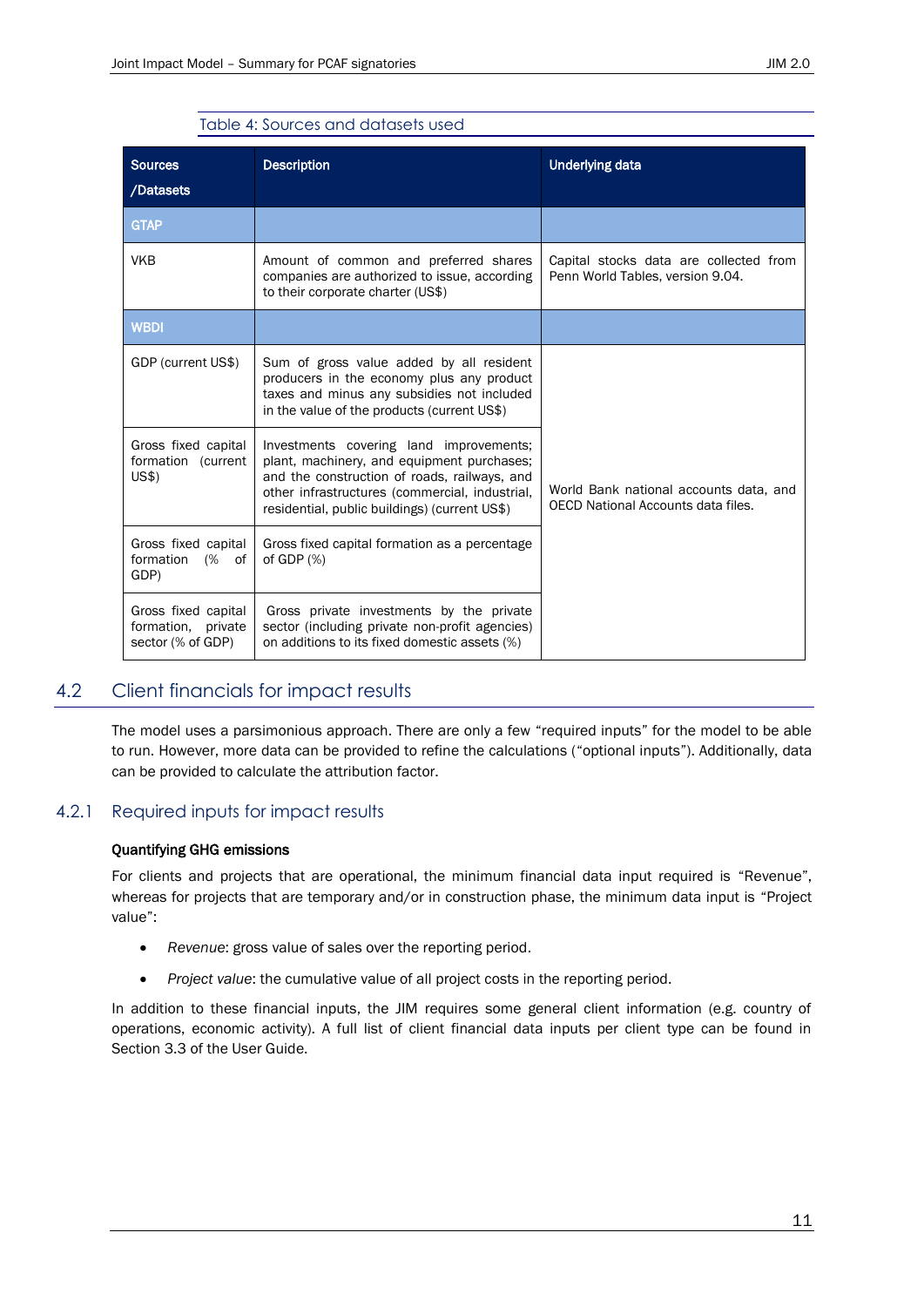Table 4: Sources and datasets used

| Sources /Datasets | Description | Underlying data |
|---|---|---|
| **GTAP** | | |
| VKB | Amount of common and preferred shares companies are authorized to issue, according to their corporate charter (US$) | Capital stocks data are collected from Penn World Tables, version 9.04. |
| **WBDI** | | |
| GDP (current US$) | Sum of gross value added by all resident producers in the economy plus any product taxes and minus any subsidies not included in the value of the products (current US$) | World Bank national accounts data, and OECD National Accounts data files. |
| Gross fixed capital formation (current US$) | Investments covering land improvements; plant, machinery, and equipment purchases; and the construction of roads, railways, and other infrastructures (commercial, industrial, residential, public buildings) (current US$) | |
| Gross fixed capital formation (% of GDP) | Gross fixed capital formation as a percentage of GDP (%) | |
| Gross fixed capital formation, private sector (% of GDP) | Gross private investments by the private sector (including private non-profit agencies) on additions to its fixed domestic assets (%) | |

## 4.2 Client financials for impact results

The model uses a parsimonious approach. There are only a few "required inputs" for the model to be able to run. However, more data can be provided to refine the calculations ("optional inputs"). Additionally, data can be provided to calculate the attribution factor.

### 4.2.1 Required inputs for impact results

**Quantifying GHG emissions**

For clients and projects that are operational, the minimum financial data input required is "Revenue", whereas for projects that are temporary and/or in construction phase, the minimum data input is "Project value":

- *Revenue*: gross value of sales over the reporting period.
- *Project value*: the cumulative value of all project costs in the reporting period.

In addition to these financial inputs, the JIM requires some general client information (e.g. country of operations, economic activity). A full list of client financial data inputs per client type can be found in Section 3.3 of the User Guide.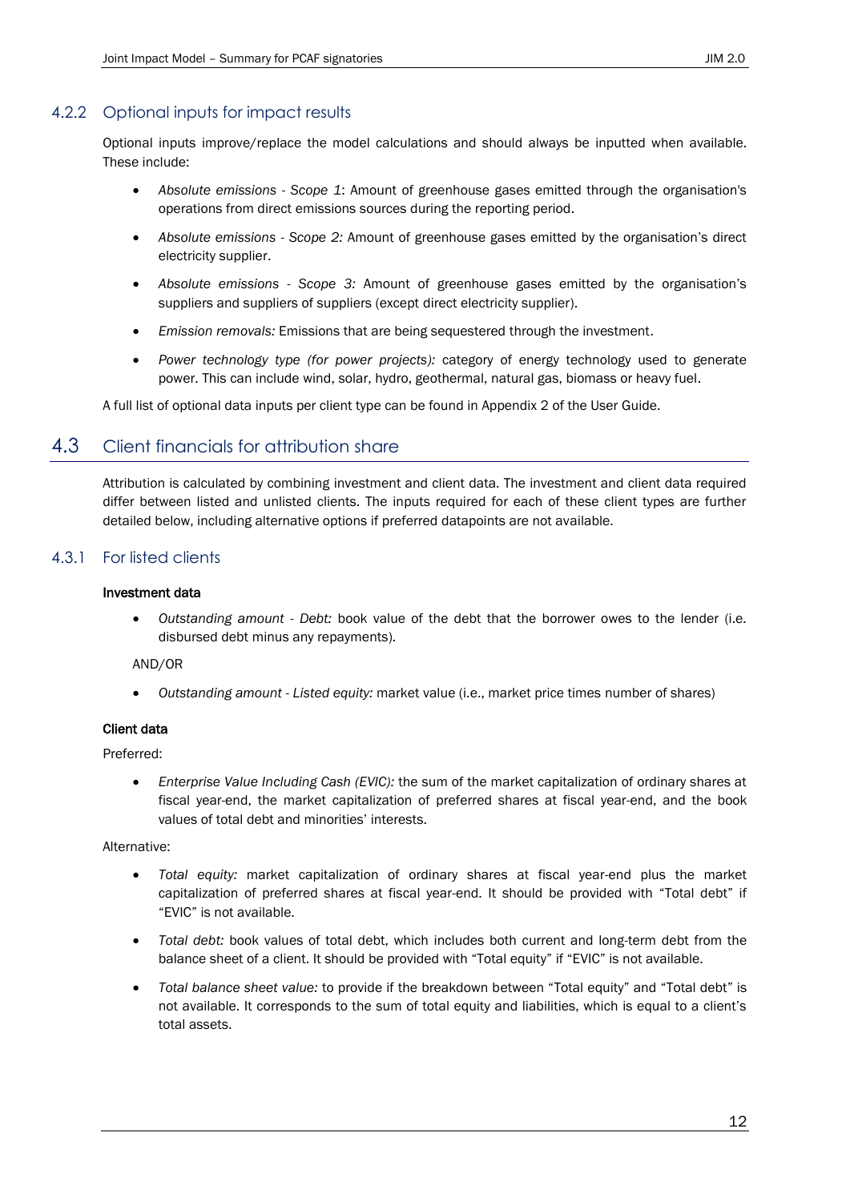### 4.2.2 Optional inputs for impact results

Optional inputs improve/replace the model calculations and should always be inputted when available. These include:

- *Absolute emissions - Scope 1:* Amount of greenhouse gases emitted through the organisation's operations from direct emissions sources during the reporting period.
- *Absolute emissions - Scope 2:* Amount of greenhouse gases emitted by the organisation's direct electricity supplier.
- *Absolute emissions - Scope 3:* Amount of greenhouse gases emitted by the organisation's suppliers and suppliers of suppliers (except direct electricity supplier).
- *Emission removals:* Emissions that are being sequestered through the investment.
- *Power technology type (for power projects):* category of energy technology used to generate power. This can include wind, solar, hydro, geothermal, natural gas, biomass or heavy fuel.

A full list of optional data inputs per client type can be found in Appendix 2 of the User Guide.

## 4.3 Client financials for attribution share

Attribution is calculated by combining investment and client data. The investment and client data required differ between listed and unlisted clients. The inputs required for each of these client types are further detailed below, including alternative options if preferred datapoints are not available.

### 4.3.1 For listed clients

**Investment data**

- *Outstanding amount - Debt:* book value of the debt that the borrower owes to the lender (i.e. disbursed debt minus any repayments).

AND/OR

- *Outstanding amount - Listed equity:* market value (i.e., market price times number of shares)

**Client data**

Preferred:

- *Enterprise Value Including Cash (EVIC):* the sum of the market capitalization of ordinary shares at fiscal year-end, the market capitalization of preferred shares at fiscal year-end, and the book values of total debt and minorities' interests.

Alternative:

- *Total equity:* market capitalization of ordinary shares at fiscal year-end plus the market capitalization of preferred shares at fiscal year-end. It should be provided with "Total debt" if "EVIC" is not available.
- *Total debt:* book values of total debt, which includes both current and long-term debt from the balance sheet of a client. It should be provided with "Total equity" if "EVIC" is not available.
- *Total balance sheet value:* to provide if the breakdown between "Total equity" and "Total debt" is not available. It corresponds to the sum of total equity and liabilities, which is equal to a client's total assets.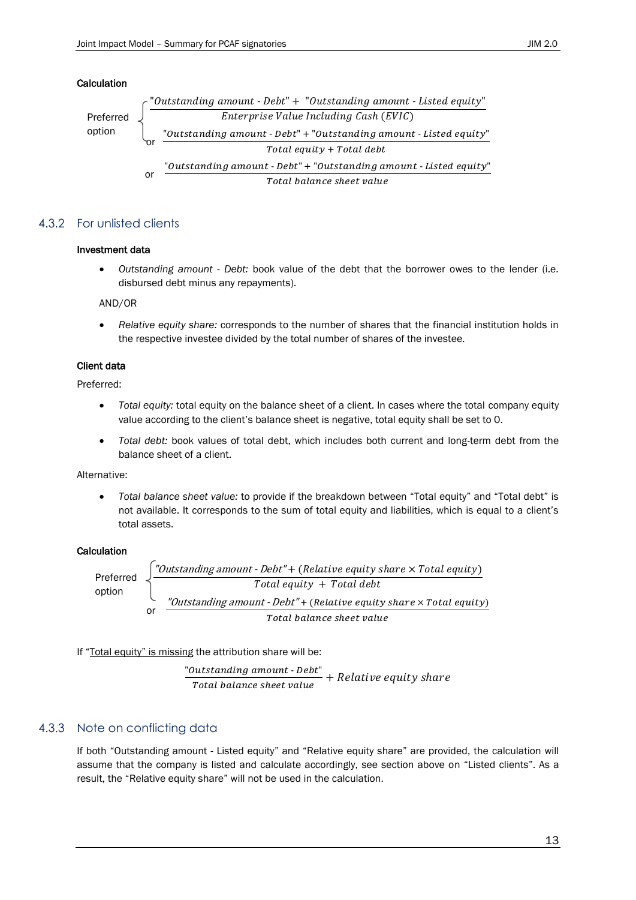#### Calculation

Preferred option

$$\begin{cases} \dfrac{\text{"}Outstanding\ amount\ \text{-}\ Debt\text{"} + \text{"}Outstanding\ amount\ \text{-}\ Listed\ equity\text{"}}{Enterprise\ Value\ Including\ Cash\ (EVIC)} \\ \text{or}\quad \dfrac{\text{"}Outstanding\ amount\ \text{-}\ Debt\text{"} + \text{"}Outstanding\ amount\ \text{-}\ Listed\ equity\text{"}}{Total\ equity + Total\ debt} \end{cases}$$

or

$$\frac{\text{"}Outstanding\ amount\ \text{-}\ Debt\text{"} + \text{"}Outstanding\ amount\ \text{-}\ Listed\ equity\text{"}}{Total\ balance\ sheet\ value}$$

### 4.3.2 For unlisted clients

#### Investment data

- *Outstanding amount - Debt:* book value of the debt that the borrower owes to the lender (i.e. disbursed debt minus any repayments).

AND/OR

- *Relative equity share:* corresponds to the number of shares that the financial institution holds in the respective investee divided by the total number of shares of the investee.

#### Client data

Preferred:

- *Total equity:* total equity on the balance sheet of a client. In cases where the total company equity value according to the client's balance sheet is negative, total equity shall be set to 0.
- *Total debt:* book values of total debt, which includes both current and long-term debt from the balance sheet of a client.

Alternative:

- *Total balance sheet value:* to provide if the breakdown between "Total equity" and "Total debt" is not available. It corresponds to the sum of total equity and liabilities, which is equal to a client's total assets.

#### Calculation

Preferred option

$$\frac{\text{"}Outstanding\ amount\ \text{-}\ Debt\text{"} + (Relative\ equity\ share \times Total\ equity)}{Total\ equity\ +\ Total\ debt}$$

or

$$\frac{\text{"}Outstanding\ amount\ \text{-}\ Debt\text{"} + (Relative\ equity\ share \times Total\ equity)}{Total\ balance\ sheet\ value}$$

If "Total equity" is missing the attribution share will be:

$$\frac{\text{"}Outstanding\ amount\ \text{-}\ Debt\text{"}}{Total\ balance\ sheet\ value} + Relative\ equity\ share$$

### 4.3.3 Note on conflicting data

If both "Outstanding amount - Listed equity" and "Relative equity share" are provided, the calculation will assume that the company is listed and calculate accordingly, see section above on "Listed clients". As a result, the "Relative equity share" will not be used in the calculation.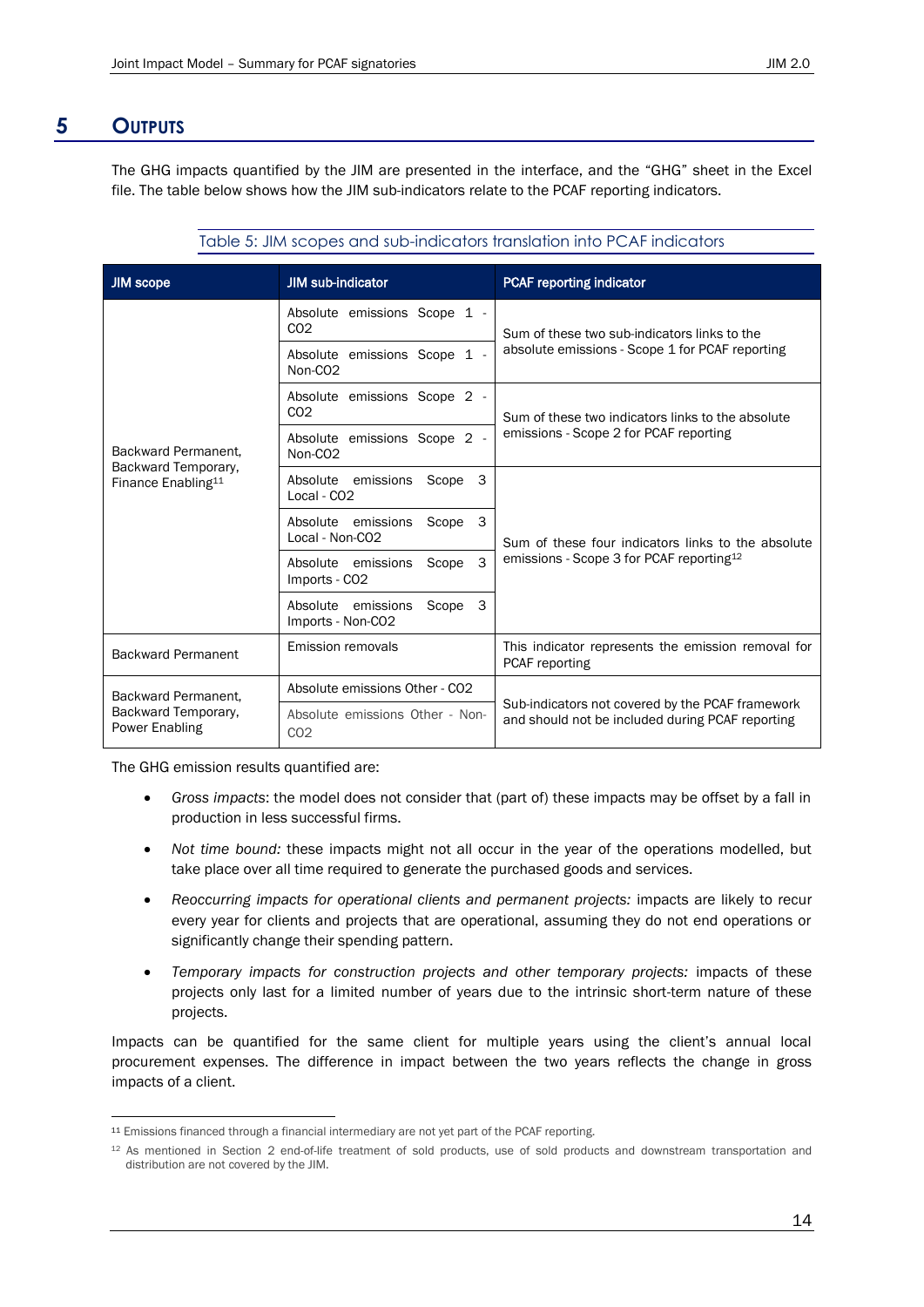# 5 Outputs

The GHG impacts quantified by the JIM are presented in the interface, and the "GHG" sheet in the Excel file. The table below shows how the JIM sub-indicators relate to the PCAF reporting indicators.

Table 5: JIM scopes and sub-indicators translation into PCAF indicators

| JIM scope | JIM sub-indicator | PCAF reporting indicator |
|---|---|---|
| Backward Permanent, Backward Temporary, Finance Enabling[11] | Absolute emissions Scope 1 - $CO_2$ | Sum of these two sub-indicators links to the absolute emissions - Scope 1 for PCAF reporting |
| | Absolute emissions Scope 1 - Non-$CO_2$ | |
| | Absolute emissions Scope 2 - $CO_2$ | Sum of these two indicators links to the absolute emissions - Scope 2 for PCAF reporting |
| | Absolute emissions Scope 2 - Non-$CO_2$ | |
| | Absolute emissions Scope 3 Local - $CO_2$ | Sum of these four indicators links to the absolute emissions - Scope 3 for PCAF reporting[12] |
| | Absolute emissions Scope 3 Local - Non-$CO_2$ | |
| | Absolute emissions Scope 3 Imports - $CO_2$ | |
| | Absolute emissions Scope 3 Imports - Non-$CO_2$ | |
| Backward Permanent | Emission removals | This indicator represents the emission removal for PCAF reporting |
| Backward Permanent, Backward Temporary, Power Enabling | Absolute emissions Other - $CO_2$ | Sub-indicators not covered by the PCAF framework and should not be included during PCAF reporting |
| | Absolute emissions Other - Non-$CO_2$ | |

The GHG emission results quantified are:

- *Gross impacts*: the model does not consider that (part of) these impacts may be offset by a fall in production in less successful firms.
- *Not time bound:* these impacts might not all occur in the year of the operations modelled, but take place over all time required to generate the purchased goods and services.
- *Reoccurring impacts for operational clients and permanent projects:* impacts are likely to recur every year for clients and projects that are operational, assuming they do not end operations or significantly change their spending pattern.
- *Temporary impacts for construction projects and other temporary projects:* impacts of these projects only last for a limited number of years due to the intrinsic short-term nature of these projects.

Impacts can be quantified for the same client for multiple years using the client's annual local procurement expenses. The difference in impact between the two years reflects the change in gross impacts of a client.

[11] Emissions financed through a financial intermediary are not yet part of the PCAF reporting.

[12] As mentioned in Section 2 end-of-life treatment of sold products, use of sold products and downstream transportation and distribution are not covered by the JIM.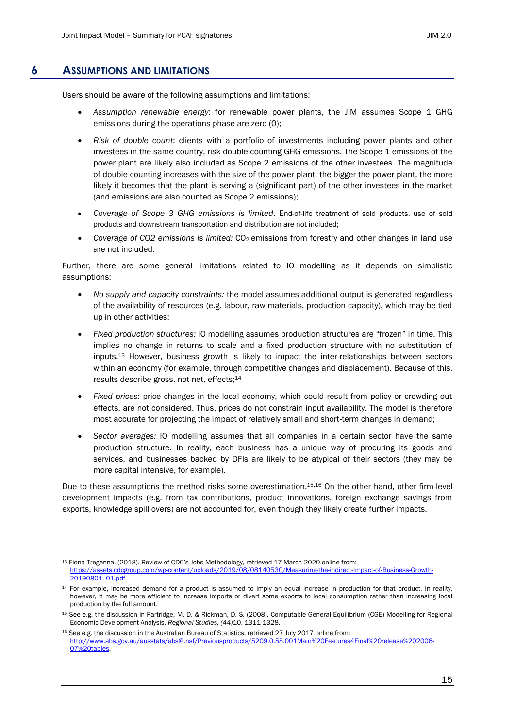# 6 ASSUMPTIONS AND LIMITATIONS

Users should be aware of the following assumptions and limitations:

- *Assumption renewable energy*: for renewable power plants, the JIM assumes Scope 1 GHG emissions during the operations phase are zero (0);
- *Risk of double count*: clients with a portfolio of investments including power plants and other investees in the same country, risk double counting GHG emissions. The Scope 1 emissions of the power plant are likely also included as Scope 2 emissions of the other investees. The magnitude of double counting increases with the size of the power plant; the bigger the power plant, the more likely it becomes that the plant is serving a (significant part) of the other investees in the market (and emissions are also counted as Scope 2 emissions);
- *Coverage of Scope 3 GHG emissions is limited*. End-of-life treatment of sold products, use of sold products and downstream transportation and distribution are not included;
- *Coverage of CO2 emissions is limited:* $CO_2$ emissions from forestry and other changes in land use are not included.

Further, there are some general limitations related to IO modelling as it depends on simplistic assumptions:

- *No supply and capacity constraints:* the model assumes additional output is generated regardless of the availability of resources (e.g. labour, raw materials, production capacity), which may be tied up in other activities;
- *Fixed production structures:* IO modelling assumes production structures are "frozen" in time. This implies no change in returns to scale and a fixed production structure with no substitution of inputs.[13] However, business growth is likely to impact the inter-relationships between sectors within an economy (for example, through competitive changes and displacement). Because of this, results describe gross, not net, effects;[14]
- *Fixed prices*: price changes in the local economy, which could result from policy or crowding out effects, are not considered. Thus, prices do not constrain input availability. The model is therefore most accurate for projecting the impact of relatively small and short-term changes in demand;
- *Sector averages:* IO modelling assumes that all companies in a certain sector have the same production structure. In reality, each business has a unique way of procuring its goods and services, and businesses backed by DFIs are likely to be atypical of their sectors (they may be more capital intensive, for example).

Due to these assumptions the method risks some overestimation.[15,16] On the other hand, other firm-level development impacts (e.g. from tax contributions, product innovations, foreign exchange savings from exports, knowledge spill overs) are not accounted for, even though they likely create further impacts.

---

[13] Fiona Tregenna. (2018). Review of CDC's Jobs Methodology, retrieved 17 March 2020 online from: https://assets.cdcgroup.com/wp-content/uploads/2019/08/08140530/Measuring-the-indirect-Impact-of-Business-Growth-20190801_01.pdf

[14] For example, increased demand for a product is assumed to imply an equal increase in production for that product. In reality, however, it may be more efficient to increase imports or divert some exports to local consumption rather than increasing local production by the full amount.

[15] See e.g. the discussion in Partridge, M. D. & Rickman, D. S. (2008). Computable General Equilibrium (CGE) Modelling for Regional Economic Development Analysis. *Regional Studies, (44)*10. 1311-1328.

[16] See e.g. the discussion in the Australian Bureau of Statistics, retrieved 27 July 2017 online from: http://www.abs.gov.au/ausstats/abs@.nsf/Previousproducts/5209.0.55.001Main%20Features4Final%20release%202006-07%20tables.